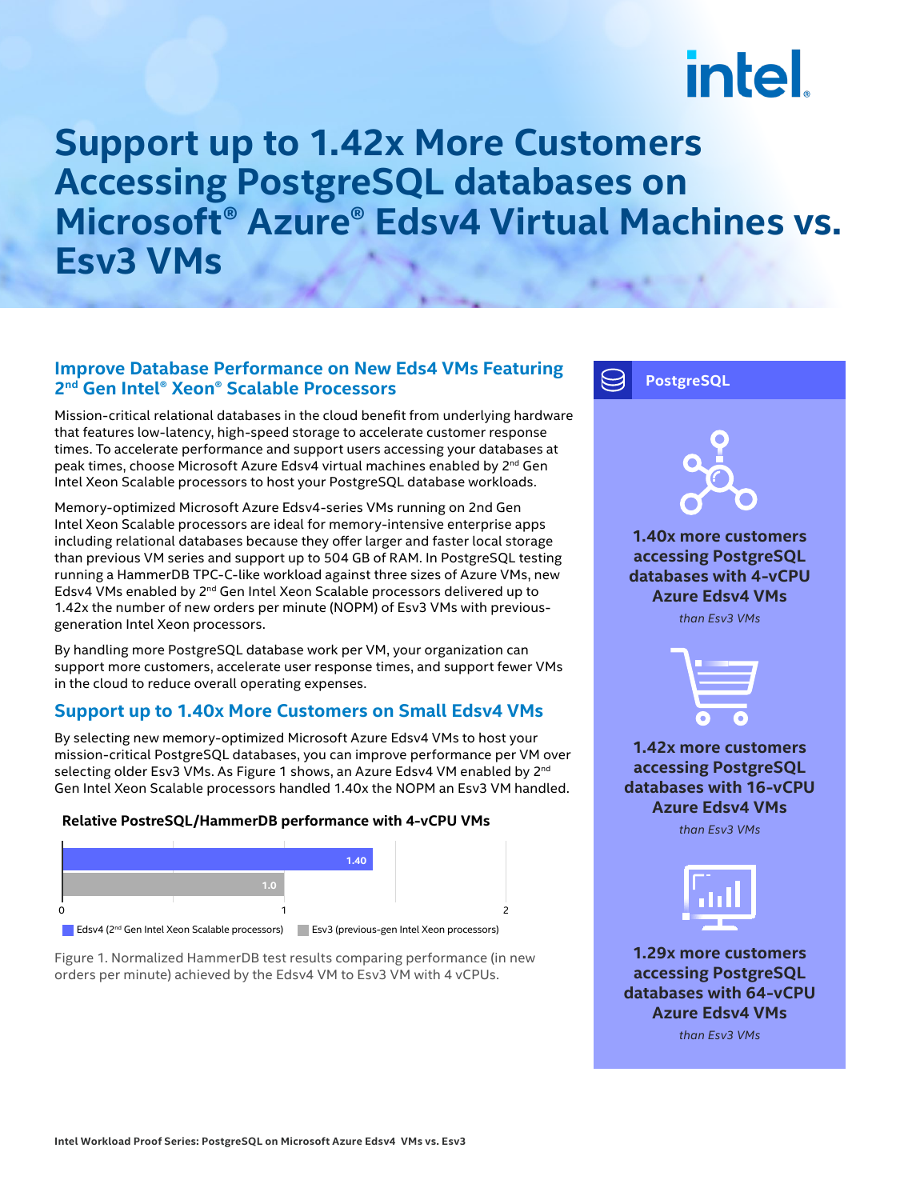# Support up to 1.42x More Customers Accessing PostgreSQL databases on Microsoft® Azure® Edsv4 Virtual Machines vs. Esv3 VMs

## Improve Database Performance on New Eds4 VMs Featuring 2nd Gen Intel® Xeon® Scalable Processors

Mission-critical relational databases in the cloud benefit from underlying hardware that features low-latency, high-speed storage to accelerate customer response times. To accelerate performance and support users accessing your databases at peak times, choose Microsoft Azure Edsv4 virtual machines enabled by 2nd Gen Intel Xeon Scalable processors to host your PostgreSQL database workloads.

Memory-optimized Microsoft Azure Edsv4-series VMs running on 2nd Gen Intel Xeon Scalable processors are ideal for memory-intensive enterprise apps including relational databases because they offer larger and faster local storage than previous VM series and support up to 504 GB of RAM. In PostgreSQL testing running a HammerDB TPC-C-like workload against three sizes of Azure VMs, new Edsv4 VMs enabled by 2nd Gen Intel Xeon Scalable processors delivered up to 1.42x the number of new orders per minute (NOPM) of Esv3 VMs with previous-generation Intel Xeon processors.

By handling more PostgreSQL database work per VM, your organization can support more customers, accelerate user response times, and support fewer VMs in the cloud to reduce overall operating expenses.

## Support up to 1.40x More Customers on Small Edsv4 VMs

By selecting new memory-optimized Microsoft Azure Edsv4 VMs to host your mission-critical PostgreSQL databases, you can improve performance per VM over selecting older Esv3 VMs. As Figure 1 shows, an Azure Edsv4 VM enabled by 2nd Gen Intel Xeon Scalable processors handled 1.40x the NOPM an Esv3 VM handled.

**Relative PostreSQL/HammerDB performance with 4-vCPU VMs**

| VM | Relative performance |
|---|---|
| Edsv4 (2nd Gen Intel Xeon Scalable processors) | 1.40 |
| Esv3 (previous-gen Intel Xeon processors) | 1.0 |

Figure 1. Normalized HammerDB test results comparing performance (in new orders per minute) achieved by the Edsv4 VM to Esv3 VM with 4 vCPUs.

**PostgreSQL**

**1.40x more customers accessing PostgreSQL databases with 4-vCPU Azure Edsv4 VMs**
*than Esv3 VMs*

**1.42x more customers accessing PostgreSQL databases with 16-vCPU Azure Edsv4 VMs**
*than Esv3 VMs*

**1.29x more customers accessing PostgreSQL databases with 64-vCPU Azure Edsv4 VMs**
*than Esv3 VMs*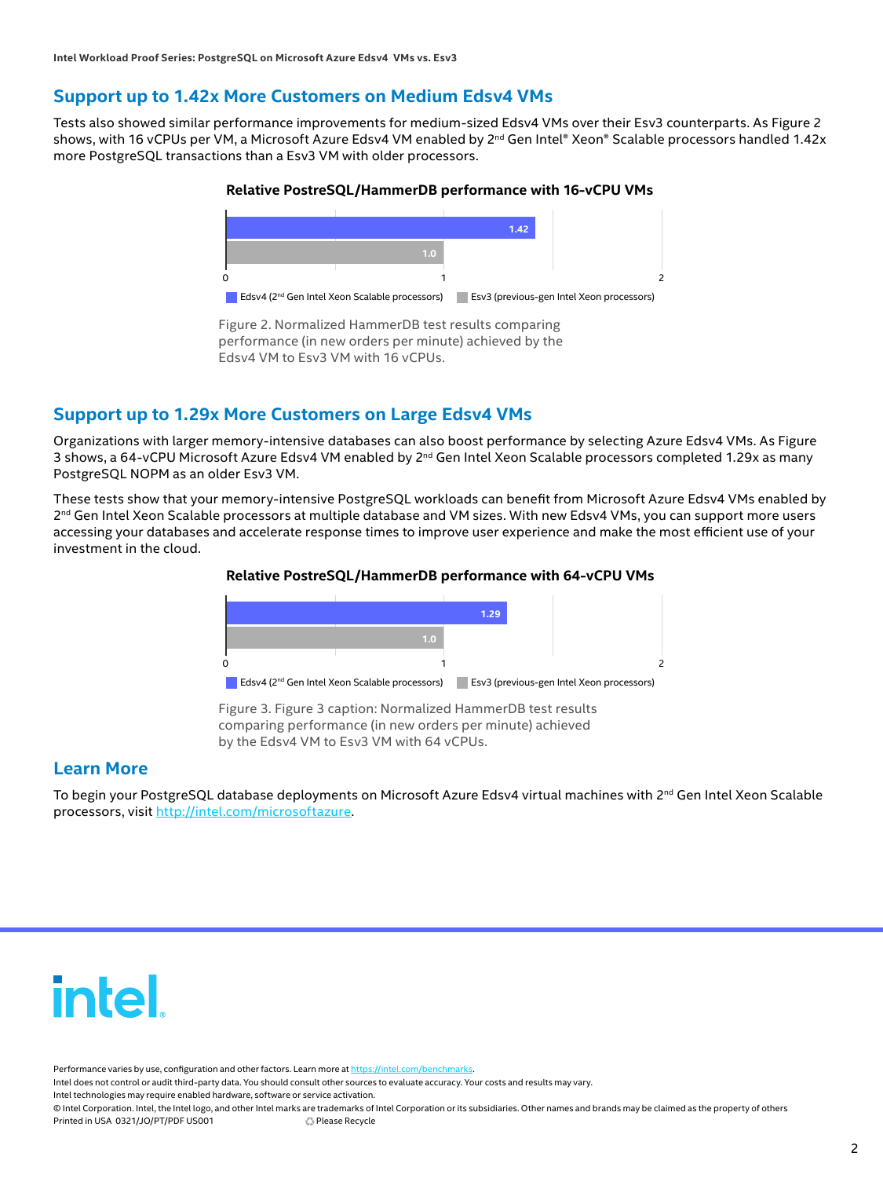## Support up to 1.42x More Customers on Medium Edsv4 VMs

Tests also showed similar performance improvements for medium-sized Edsv4 VMs over their Esv3 counterparts. As Figure 2 shows, with 16 vCPUs per VM, a Microsoft Azure Edsv4 VM enabled by 2nd Gen Intel® Xeon® Scalable processors handled 1.42x more PostgreSQL transactions than a Esv3 VM with older processors.

**Relative PostreSQL/HammerDB performance with 16-vCPU VMs**

1.42

1.0

0

1

2

Edsv4 (2nd Gen Intel Xeon Scalable processors)

Esv3 (previous-gen Intel Xeon processors)

Figure 2. Normalized HammerDB test results comparing performance (in new orders per minute) achieved by the Edsv4 VM to Esv3 VM with 16 vCPUs.

## Support up to 1.29x More Customers on Large Edsv4 VMs

Organizations with larger memory-intensive databases can also boost performance by selecting Azure Edsv4 VMs. As Figure 3 shows, a 64-vCPU Microsoft Azure Edsv4 VM enabled by 2nd Gen Intel Xeon Scalable processors completed 1.29x as many PostgreSQL NOPM as an older Esv3 VM.

These tests show that your memory-intensive PostgreSQL workloads can benefit from Microsoft Azure Edsv4 VMs enabled by 2nd Gen Intel Xeon Scalable processors at multiple database and VM sizes. With new Edsv4 VMs, you can support more users accessing your databases and accelerate response times to improve user experience and make the most efficient use of your investment in the cloud.

**Relative PostreSQL/HammerDB performance with 64-vCPU VMs**

1.29

1.0

0

1

2

Edsv4 (2nd Gen Intel Xeon Scalable processors)

Esv3 (previous-gen Intel Xeon processors)

Figure 3. Figure 3 caption: Normalized HammerDB test results comparing performance (in new orders per minute) achieved by the Edsv4 VM to Esv3 VM with 64 vCPUs.

## Learn More

To begin your PostgreSQL database deployments on Microsoft Azure Edsv4 virtual machines with 2nd Gen Intel Xeon Scalable processors, visit http://intel.com/microsoftazure.

intel.

Performance varies by use, configuration and other factors. Learn more at https://intel.com/benchmarks.

Intel does not control or audit third-party data. You should consult other sources to evaluate accuracy. Your costs and results may vary.

Intel technologies may require enabled hardware, software or service activation.

© Intel Corporation. Intel, the Intel logo, and other Intel marks are trademarks of Intel Corporation or its subsidiaries. Other names and brands may be claimed as the property of others

Printed in USA 0321/JO/PT/PDF US001 Please Recycle